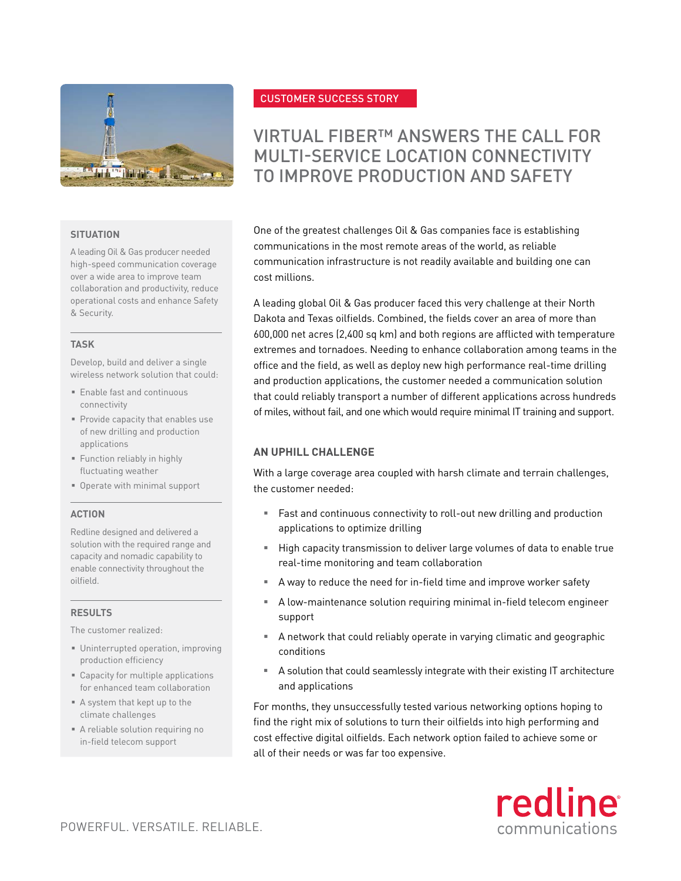CUSTOMER SUCCESS STORY

# VIRTUAL FIBER™ ANSWERS THE CALL FOR MULTI-SERVICE LOCATION CONNECTIVITY TO IMPROVE PRODUCTION AND SAFETY

### SITUATION

A leading Oil & Gas producer needed high-speed communication coverage over a wide area to improve team collaboration and productivity, reduce operational costs and enhance Safety & Security.

### TASK

Develop, build and deliver a single wireless network solution that could:

- Enable fast and continuous connectivity
- Provide capacity that enables use of new drilling and production applications
- Function reliably in highly fluctuating weather
- Operate with minimal support

### ACTION

Redline designed and delivered a solution with the required range and capacity and nomadic capability to enable connectivity throughout the oilfield.

### RESULTS

The customer realized:

- Uninterrupted operation, improving production efficiency
- Capacity for multiple applications for enhanced team collaboration
- A system that kept up to the climate challenges
- A reliable solution requiring no in-field telecom support

One of the greatest challenges Oil & Gas companies face is establishing communications in the most remote areas of the world, as reliable communication infrastructure is not readily available and building one can cost millions.

A leading global Oil & Gas producer faced this very challenge at their North Dakota and Texas oilfields. Combined, the fields cover an area of more than 600,000 net acres (2,400 sq km) and both regions are afflicted with temperature extremes and tornadoes. Needing to enhance collaboration among teams in the office and the field, as well as deploy new high performance real-time drilling and production applications, the customer needed a communication solution that could reliably transport a number of different applications across hundreds of miles, without fail, and one which would require minimal IT training and support.

## AN UPHILL CHALLENGE

With a large coverage area coupled with harsh climate and terrain challenges, the customer needed:

- Fast and continuous connectivity to roll-out new drilling and production applications to optimize drilling
- High capacity transmission to deliver large volumes of data to enable true real-time monitoring and team collaboration
- A way to reduce the need for in-field time and improve worker safety
- A low-maintenance solution requiring minimal in-field telecom engineer support
- A network that could reliably operate in varying climatic and geographic conditions
- A solution that could seamlessly integrate with their existing IT architecture and applications

For months, they unsuccessfully tested various networking options hoping to find the right mix of solutions to turn their oilfields into high performing and cost effective digital oilfields. Each network option failed to achieve some or all of their needs or was far too expensive.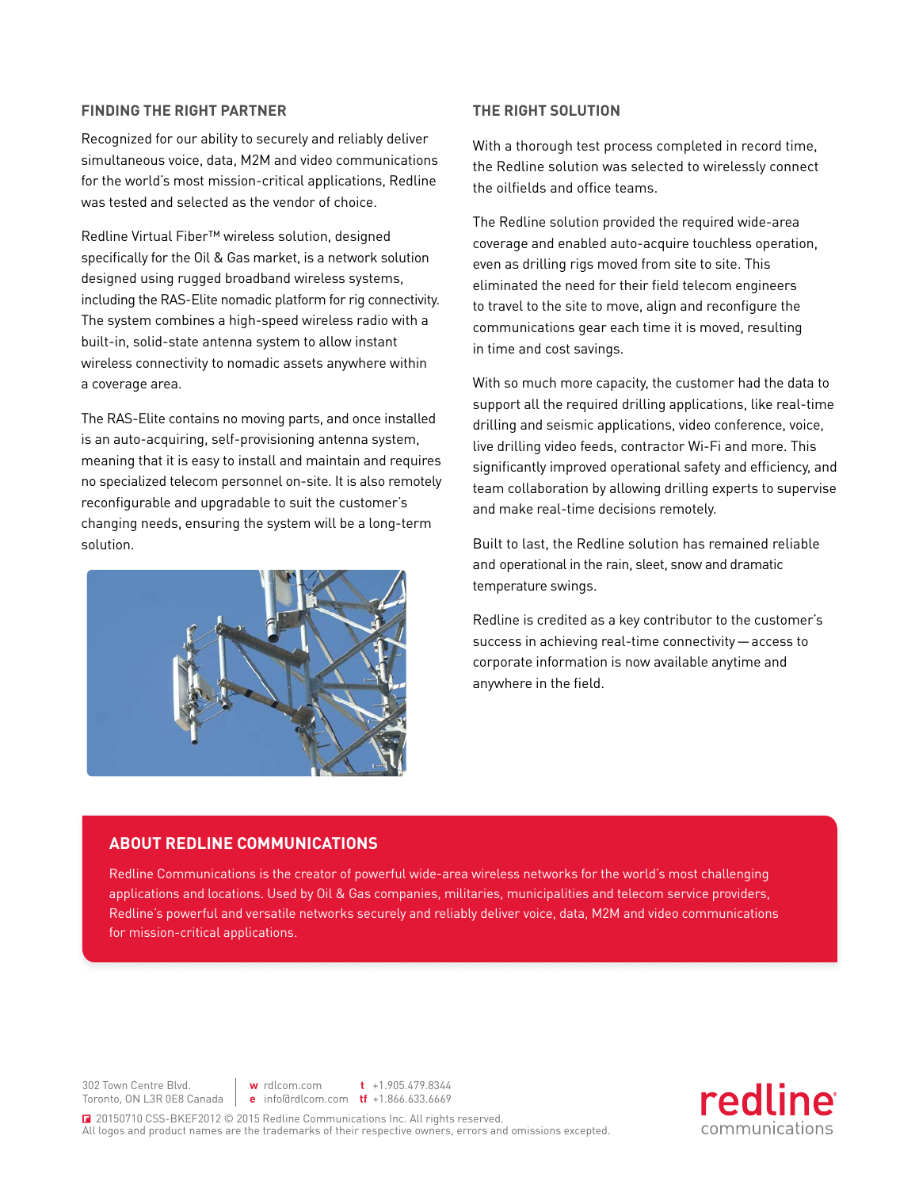## FINDING THE RIGHT PARTNER

Recognized for our ability to securely and reliably deliver simultaneous voice, data, M2M and video communications for the world's most mission-critical applications, Redline was tested and selected as the vendor of choice.

Redline Virtual Fiber™ wireless solution, designed specifically for the Oil & Gas market, is a network solution designed using rugged broadband wireless systems, including the RAS-Elite nomadic platform for rig connectivity. The system combines a high-speed wireless radio with a built-in, solid-state antenna system to allow instant wireless connectivity to nomadic assets anywhere within a coverage area.

The RAS-Elite contains no moving parts, and once installed is an auto-acquiring, self-provisioning antenna system, meaning that it is easy to install and maintain and requires no specialized telecom personnel on-site. It is also remotely reconfigurable and upgradable to suit the customer's changing needs, ensuring the system will be a long-term solution.

## THE RIGHT SOLUTION

With a thorough test process completed in record time, the Redline solution was selected to wirelessly connect the oilfields and office teams.

The Redline solution provided the required wide-area coverage and enabled auto-acquire touchless operation, even as drilling rigs moved from site to site. This eliminated the need for their field telecom engineers to travel to the site to move, align and reconfigure the communications gear each time it is moved, resulting in time and cost savings.

With so much more capacity, the customer had the data to support all the required drilling applications, like real-time drilling and seismic applications, video conference, voice, live drilling video feeds, contractor Wi-Fi and more. This significantly improved operational safety and efficiency, and team collaboration by allowing drilling experts to supervise and make real-time decisions remotely.

Built to last, the Redline solution has remained reliable and operational in the rain, sleet, snow and dramatic temperature swings.

Redline is credited as a key contributor to the customer's success in achieving real-time connectivity — access to corporate information is now available anytime and anywhere in the field.

## ABOUT REDLINE COMMUNICATIONS

Redline Communications is the creator of powerful wide-area wireless networks for the world's most challenging applications and locations. Used by Oil & Gas companies, militaries, municipalities and telecom service providers, Redline's powerful and versatile networks securely and reliably deliver voice, data, M2M and video communications for mission-critical applications.

302 Town Centre Blvd.
Toronto, ON L3R 0E8 Canada

**w** rdlcom.com
**e** info@rdlcom.com

**t** +1.905.479.8344
**tf** +1.866.633.6669

20150710 CSS-BKEF2012 © 2015 Redline Communications Inc. All rights reserved.
All logos and product names are the trademarks of their respective owners, errors and omissions excepted.

redline communications